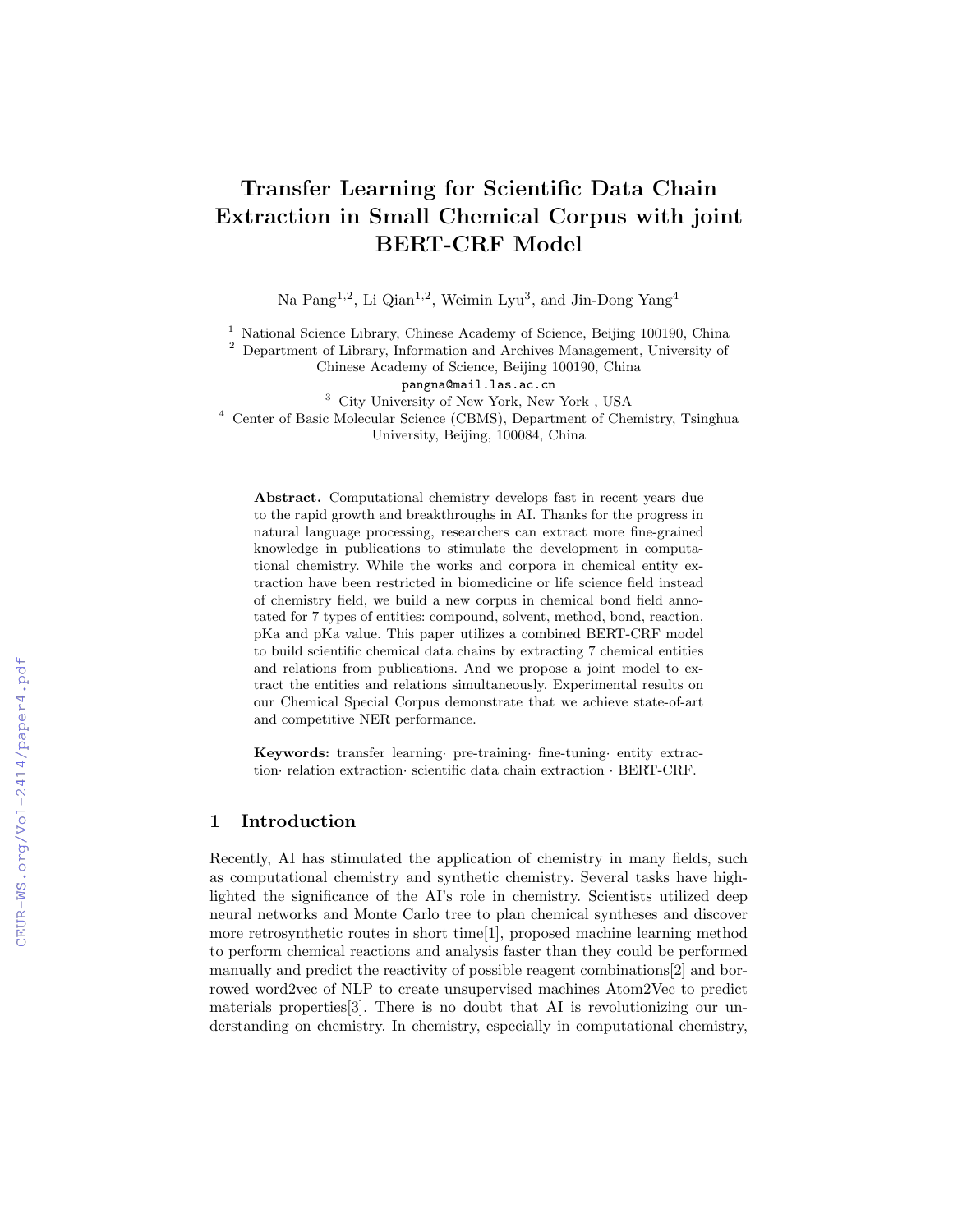# Transfer Learning for Scientific Data Chain Extraction in Small Chemical Corpus with joint BERT-CRF Model

Na Pang[1,2], Li Qian[1,2], Weimin Lyu[3], and Jin-Dong Yang[4]

[1] National Science Library, Chinese Academy of Science, Beijing 100190, China
[2] Department of Library, Information and Archives Management, University of Chinese Academy of Science, Beijing 100190, China
pangna@mail.las.ac.cn
[3] City University of New York, New York , USA
[4] Center of Basic Molecular Science (CBMS), Department of Chemistry, Tsinghua University, Beijing, 100084, China

**Abstract.** Computational chemistry develops fast in recent years due to the rapid growth and breakthroughs in AI. Thanks for the progress in natural language processing, researchers can extract more fine-grained knowledge in publications to stimulate the development in computational chemistry. While the works and corpora in chemical entity extraction have been restricted in biomedicine or life science field instead of chemistry field, we build a new corpus in chemical bond field annotated for 7 types of entities: compound, solvent, method, bond, reaction, pKa and pKa value. This paper utilizes a combined BERT-CRF model to build scientific chemical data chains by extracting 7 chemical entities and relations from publications. And we propose a joint model to extract the entities and relations simultaneously. Experimental results on our Chemical Special Corpus demonstrate that we achieve state-of-art and competitive NER performance.

**Keywords:** transfer learning· pre-training· fine-tuning· entity extraction· relation extraction· scientific data chain extraction · BERT-CRF.

## 1 Introduction

Recently, AI has stimulated the application of chemistry in many fields, such as computational chemistry and synthetic chemistry. Several tasks have highlighted the significance of the AI's role in chemistry. Scientists utilized deep neural networks and Monte Carlo tree to plan chemical syntheses and discover more retrosynthetic routes in short time[1], proposed machine learning method to perform chemical reactions and analysis faster than they could be performed manually and predict the reactivity of possible reagent combinations[2] and borrowed word2vec of NLP to create unsupervised machines Atom2Vec to predict materials properties[3]. There is no doubt that AI is revolutionizing our understanding on chemistry. In chemistry, especially in computational chemistry,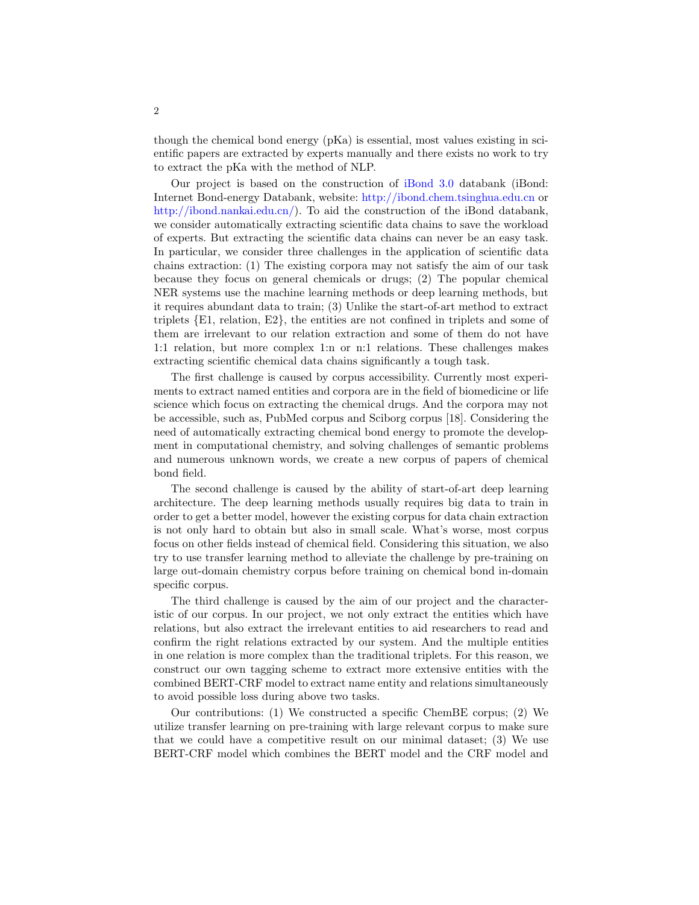though the chemical bond energy (pKa) is essential, most values existing in scientific papers are extracted by experts manually and there exists no work to try to extract the pKa with the method of NLP.

Our project is based on the construction of iBond 3.0 databank (iBond: Internet Bond-energy Databank, website: http://ibond.chem.tsinghua.edu.cn or http://ibond.nankai.edu.cn/). To aid the construction of the iBond databank, we consider automatically extracting scientific data chains to save the workload of experts. But extracting the scientific data chains can never be an easy task. In particular, we consider three challenges in the application of scientific data chains extraction: (1) The existing corpora may not satisfy the aim of our task because they focus on general chemicals or drugs; (2) The popular chemical NER systems use the machine learning methods or deep learning methods, but it requires abundant data to train; (3) Unlike the start-of-art method to extract triplets {E1, relation, E2}, the entities are not confined in triplets and some of them are irrelevant to our relation extraction and some of them do not have 1:1 relation, but more complex 1:n or n:1 relations. These challenges makes extracting scientific chemical data chains significantly a tough task.

The first challenge is caused by corpus accessibility. Currently most experiments to extract named entities and corpora are in the field of biomedicine or life science which focus on extracting the chemical drugs. And the corpora may not be accessible, such as, PubMed corpus and Sciborg corpus [18]. Considering the need of automatically extracting chemical bond energy to promote the development in computational chemistry, and solving challenges of semantic problems and numerous unknown words, we create a new corpus of papers of chemical bond field.

The second challenge is caused by the ability of start-of-art deep learning architecture. The deep learning methods usually requires big data to train in order to get a better model, however the existing corpus for data chain extraction is not only hard to obtain but also in small scale. What's worse, most corpus focus on other fields instead of chemical field. Considering this situation, we also try to use transfer learning method to alleviate the challenge by pre-training on large out-domain chemistry corpus before training on chemical bond in-domain specific corpus.

The third challenge is caused by the aim of our project and the characteristic of our corpus. In our project, we not only extract the entities which have relations, but also extract the irrelevant entities to aid researchers to read and confirm the right relations extracted by our system. And the multiple entities in one relation is more complex than the traditional triplets. For this reason, we construct our own tagging scheme to extract more extensive entities with the combined BERT-CRF model to extract name entity and relations simultaneously to avoid possible loss during above two tasks.

Our contributions: (1) We constructed a specific ChemBE corpus; (2) We utilize transfer learning on pre-training with large relevant corpus to make sure that we could have a competitive result on our minimal dataset; (3) We use BERT-CRF model which combines the BERT model and the CRF model and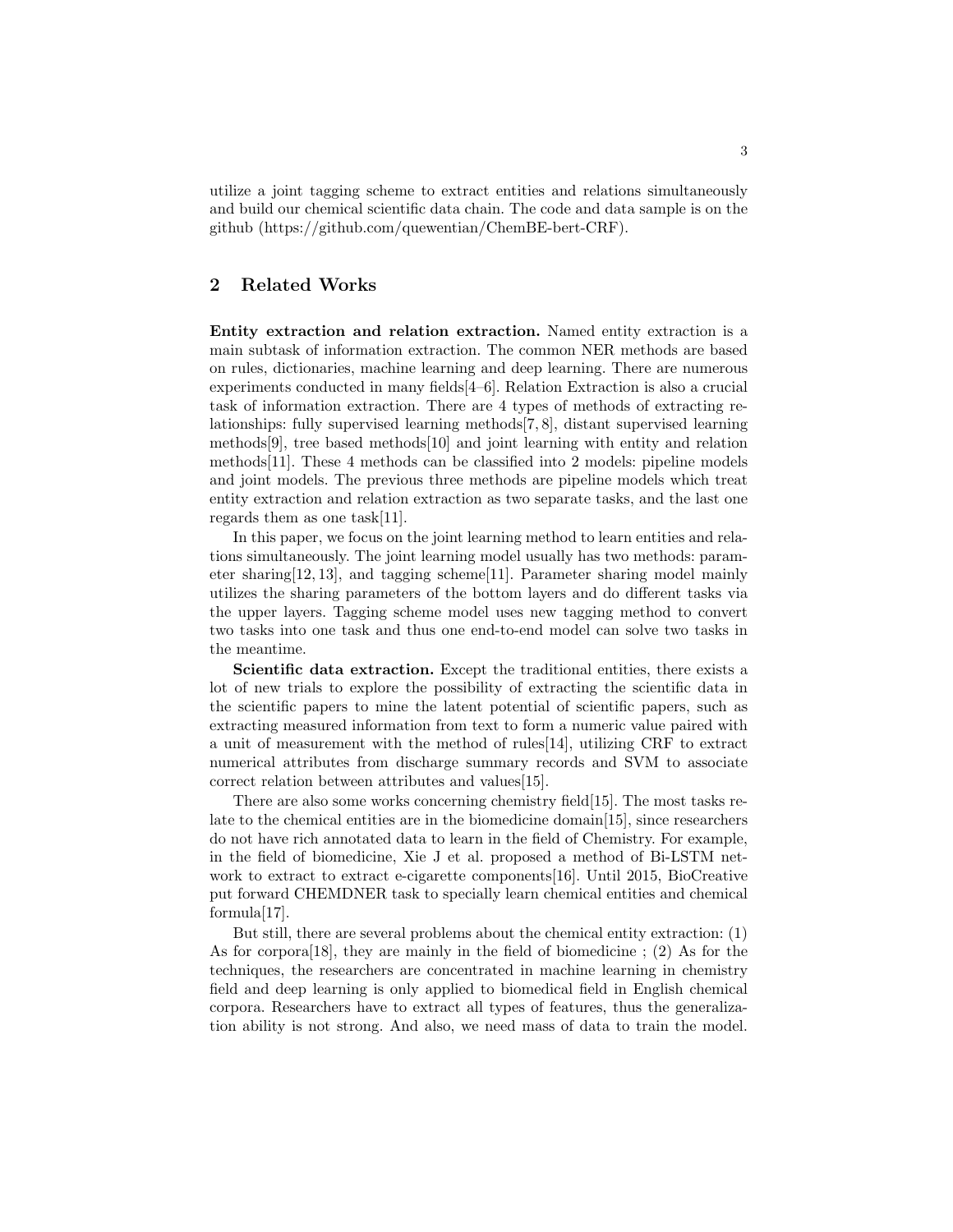utilize a joint tagging scheme to extract entities and relations simultaneously and build our chemical scientific data chain. The code and data sample is on the github (https://github.com/quewentian/ChemBE-bert-CRF).

## 2 Related Works

**Entity extraction and relation extraction.** Named entity extraction is a main subtask of information extraction. The common NER methods are based on rules, dictionaries, machine learning and deep learning. There are numerous experiments conducted in many fields[4–6]. Relation Extraction is also a crucial task of information extraction. There are 4 types of methods of extracting relationships: fully supervised learning methods[7, 8], distant supervised learning methods[9], tree based methods[10] and joint learning with entity and relation methods[11]. These 4 methods can be classified into 2 models: pipeline models and joint models. The previous three methods are pipeline models which treat entity extraction and relation extraction as two separate tasks, and the last one regards them as one task[11].

In this paper, we focus on the joint learning method to learn entities and relations simultaneously. The joint learning model usually has two methods: parameter sharing[12, 13], and tagging scheme[11]. Parameter sharing model mainly utilizes the sharing parameters of the bottom layers and do different tasks via the upper layers. Tagging scheme model uses new tagging method to convert two tasks into one task and thus one end-to-end model can solve two tasks in the meantime.

**Scientific data extraction.** Except the traditional entities, there exists a lot of new trials to explore the possibility of extracting the scientific data in the scientific papers to mine the latent potential of scientific papers, such as extracting measured information from text to form a numeric value paired with a unit of measurement with the method of rules[14], utilizing CRF to extract numerical attributes from discharge summary records and SVM to associate correct relation between attributes and values[15].

There are also some works concerning chemistry field[15]. The most tasks relate to the chemical entities are in the biomedicine domain[15], since researchers do not have rich annotated data to learn in the field of Chemistry. For example, in the field of biomedicine, Xie J et al. proposed a method of Bi-LSTM network to extract to extract e-cigarette components[16]. Until 2015, BioCreative put forward CHEMDNER task to specially learn chemical entities and chemical formula[17].

But still, there are several problems about the chemical entity extraction: (1) As for corpora[18], they are mainly in the field of biomedicine ; (2) As for the techniques, the researchers are concentrated in machine learning in chemistry field and deep learning is only applied to biomedical field in English chemical corpora. Researchers have to extract all types of features, thus the generalization ability is not strong. And also, we need mass of data to train the model.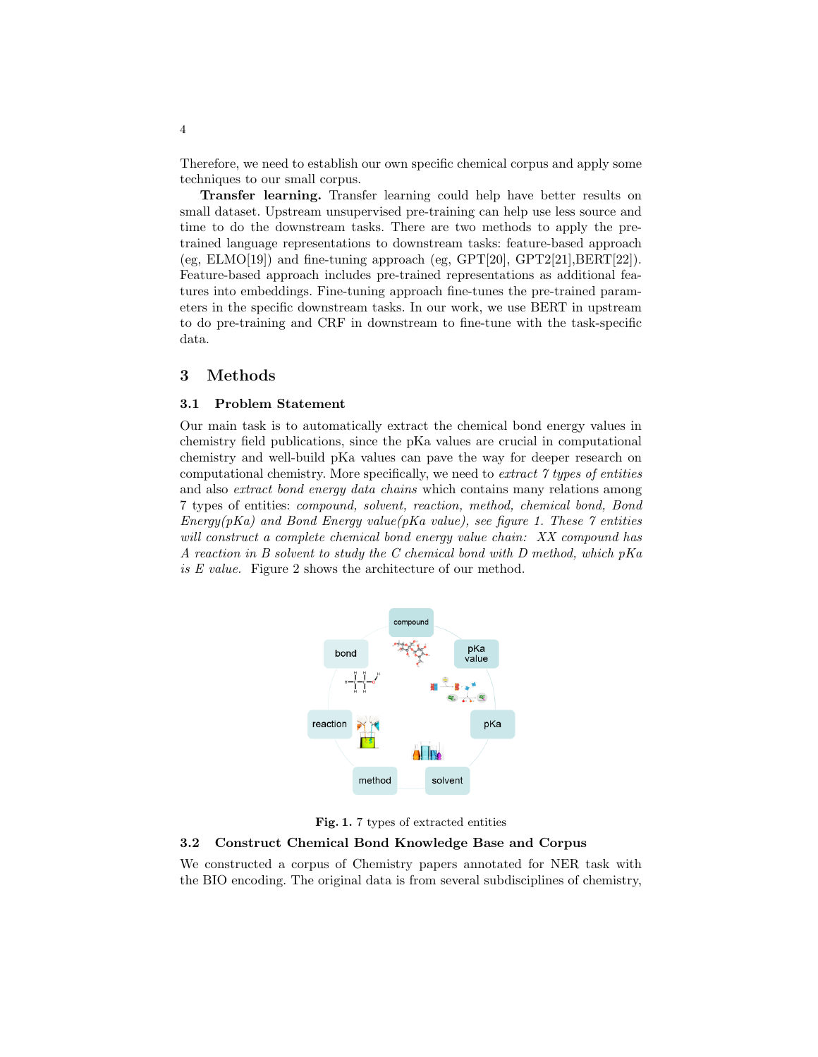Therefore, we need to establish our own specific chemical corpus and apply some techniques to our small corpus.

**Transfer learning.** Transfer learning could help have better results on small dataset. Upstream unsupervised pre-training can help use less source and time to do the downstream tasks. There are two methods to apply the pre-trained language representations to downstream tasks: feature-based approach (eg, ELMO[19]) and fine-tuning approach (eg, GPT[20], GPT2[21],BERT[22]). Feature-based approach includes pre-trained representations as additional features into embeddings. Fine-tuning approach fine-tunes the pre-trained parameters in the specific downstream tasks. In our work, we use BERT in upstream to do pre-training and CRF in downstream to fine-tune with the task-specific data.

## 3 Methods

### 3.1 Problem Statement

Our main task is to automatically extract the chemical bond energy values in chemistry field publications, since the pKa values are crucial in computational chemistry and well-build pKa values can pave the way for deeper research on computational chemistry. More specifically, we need to *extract 7 types of entities* and also *extract bond energy data chains* which contains many relations among 7 types of entities: *compound, solvent, reaction, method, chemical bond, Bond Energy(pKa) and Bond Energy value(pKa value), see figure 1. These 7 entities will construct a complete chemical bond energy value chain: XX compound has A reaction in B solvent to study the C chemical bond with D method, which pKa is E value.* Figure 2 shows the architecture of our method.

**Fig. 1.** 7 types of extracted entities

### 3.2 Construct Chemical Bond Knowledge Base and Corpus

We constructed a corpus of Chemistry papers annotated for NER task with the BIO encoding. The original data is from several subdisciplines of chemistry,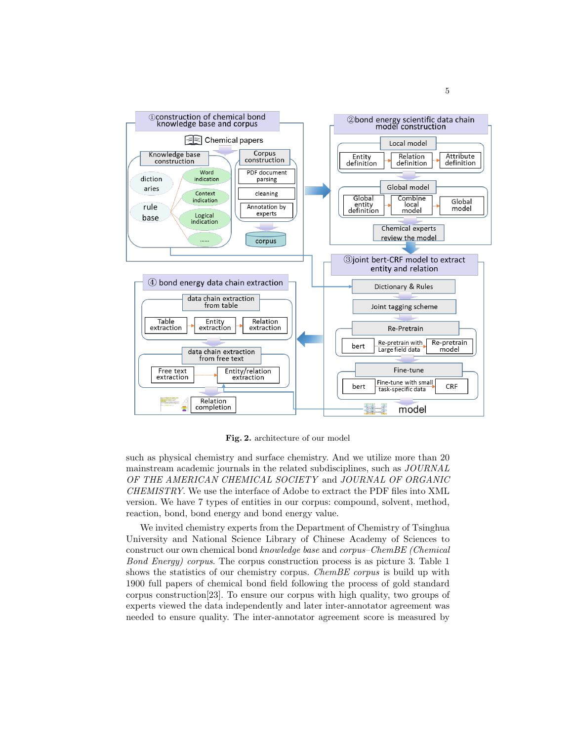Fig. 2. architecture of our model

such as physical chemistry and surface chemistry. And we utilize more than 20 mainstream academic journals in the related subdisciplines, such as *JOURNAL OF THE AMERICAN CHEMICAL SOCIETY* and *JOURNAL OF ORGANIC CHEMISTRY*. We use the interface of Adobe to extract the PDF files into XML version. We have 7 types of entities in our corpus: compound, solvent, method, reaction, bond, bond energy and bond energy value.

We invited chemistry experts from the Department of Chemistry of Tsinghua University and National Science Library of Chinese Academy of Sciences to construct our own chemical bond *knowledge base* and *corpus–ChemBE (Chemical Bond Energy) corpus*. The corpus construction process is as picture 3. Table 1 shows the statistics of our chemistry corpus. *ChemBE corpus* is build up with 1900 full papers of chemical bond field following the process of gold standard corpus construction[23]. To ensure our corpus with high quality, two groups of experts viewed the data independently and later inter-annotator agreement was needed to ensure quality. The inter-annotator agreement score is measured by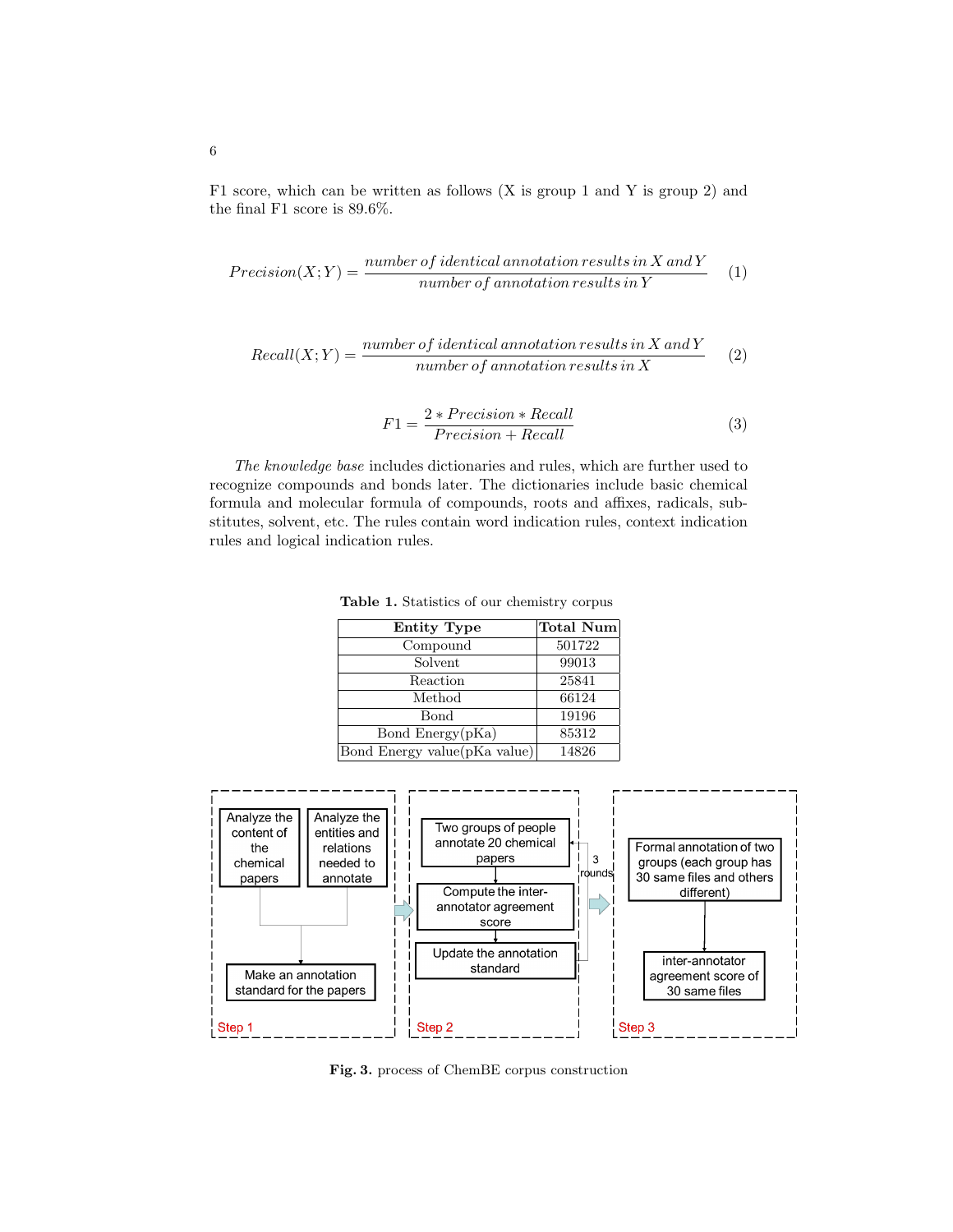F1 score, which can be written as follows (X is group 1 and Y is group 2) and the final F1 score is 89.6%.

$$Precision(X;Y) = \frac{number\,of\,identical\,annotation\,results\,in\,X\,and\,Y}{number\,of\,annotation\,results\,in\,Y} \tag{1}$$

$$Recall(X;Y) = \frac{number\,of\,identical\,annotation\,results\,in\,X\,and\,Y}{number\,of\,annotation\,results\,in\,X} \tag{2}$$

$$F1 = \frac{2 * Precision * Recall}{Precision + Recall} \tag{3}$$

*The knowledge base* includes dictionaries and rules, which are further used to recognize compounds and bonds later. The dictionaries include basic chemical formula and molecular formula of compounds, roots and affixes, radicals, substitutes, solvent, etc. The rules contain word indication rules, context indication rules and logical indication rules.

**Table 1.** Statistics of our chemistry corpus

| Entity Type | Total Num |
|---|---|
| Compound | 501722 |
| Solvent | 99013 |
| Reaction | 25841 |
| Method | 66124 |
| Bond | 19196 |
| Bond Energy(pKa) | 85312 |
| Bond Energy value(pKa value) | 14826 |

Step 1: Analyze the content of the chemical papers; Analyze the entities and relations needed to annotate → Make an annotation standard for the papers

Step 2: Two groups of people annotate 20 chemical papers → Compute the inter-annotator agreement score → Update the annotation standard (3 rounds)

Step 3: Formal annotation of two groups (each group has 30 same files and others different) → inter-annotator agreement score of 30 same files

**Fig. 3.** process of ChemBE corpus construction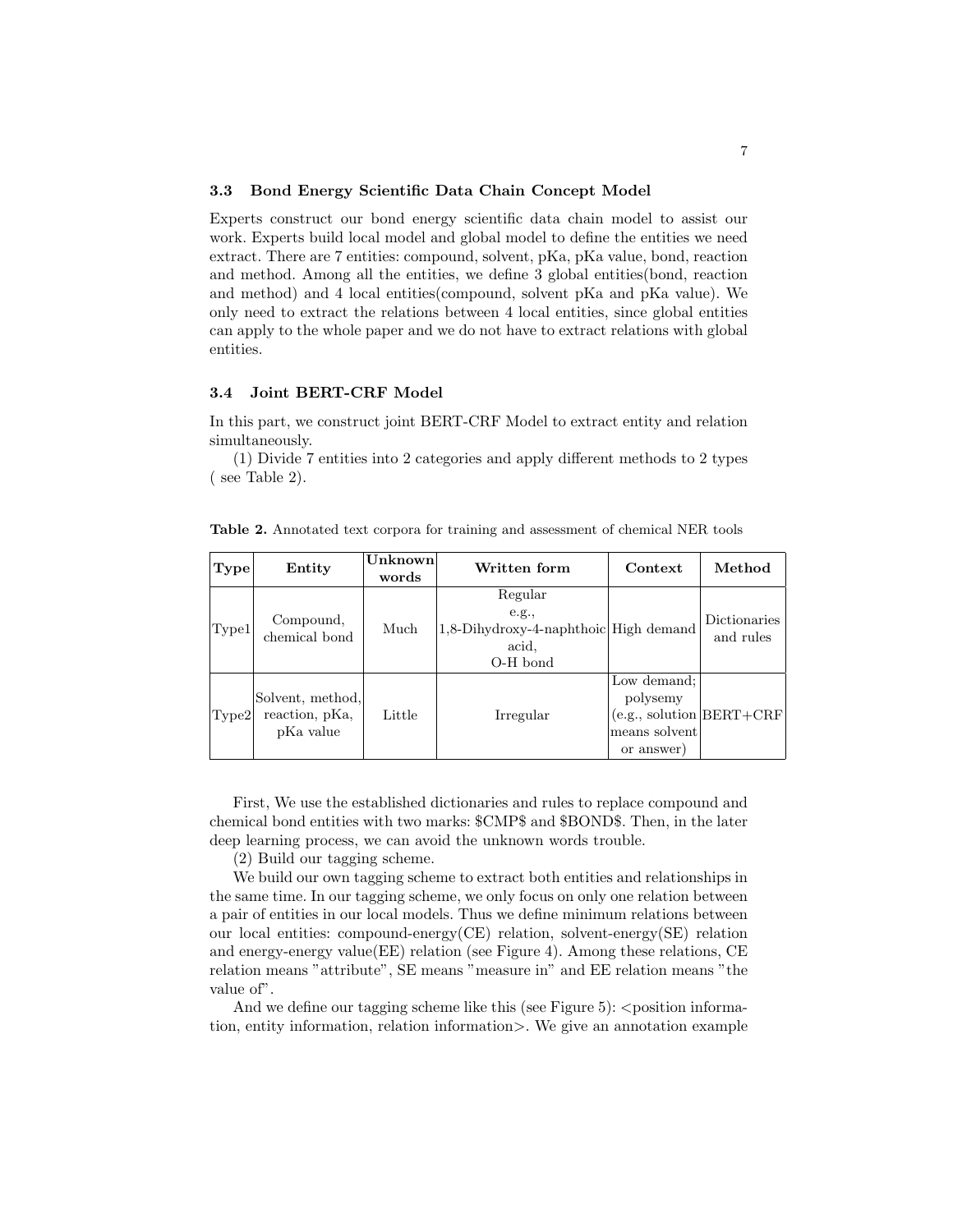### 3.3 Bond Energy Scientific Data Chain Concept Model

Experts construct our bond energy scientific data chain model to assist our work. Experts build local model and global model to define the entities we need extract. There are 7 entities: compound, solvent, pKa, pKa value, bond, reaction and method. Among all the entities, we define 3 global entities(bond, reaction and method) and 4 local entities(compound, solvent pKa and pKa value). We only need to extract the relations between 4 local entities, since global entities can apply to the whole paper and we do not have to extract relations with global entities.

### 3.4 Joint BERT-CRF Model

In this part, we construct joint BERT-CRF Model to extract entity and relation simultaneously.

(1) Divide 7 entities into 2 categories and apply different methods to 2 types ( see Table 2).

**Table 2.** Annotated text corpora for training and assessment of chemical NER tools

| Type | Entity | Unknown words | Written form | Context | Method |
|---|---|---|---|---|---|
| Type1 | Compound, chemical bond | Much | Regular e.g., 1,8-Dihydroxy-4-naphthoic acid, O-H bond | High demand | Dictionaries and rules |
| Type2 | Solvent, method, reaction, pKa, pKa value | Little | Irregular | Low demand; polysemy (e.g., solution means solvent or answer) | BERT+CRF |

First, We use the established dictionaries and rules to replace compound and chemical bond entities with two marks: $CMP$ and $BOND$. Then, in the later deep learning process, we can avoid the unknown words trouble.

(2) Build our tagging scheme.

We build our own tagging scheme to extract both entities and relationships in the same time. In our tagging scheme, we only focus on only one relation between a pair of entities in our local models. Thus we define minimum relations between our local entities: compound-energy(CE) relation, solvent-energy(SE) relation and energy-energy value(EE) relation (see Figure 4). Among these relations, CE relation means "attribute", SE means "measure in" and EE relation means "the value of".

And we define our tagging scheme like this (see Figure 5): <position information, entity information, relation information>. We give an annotation example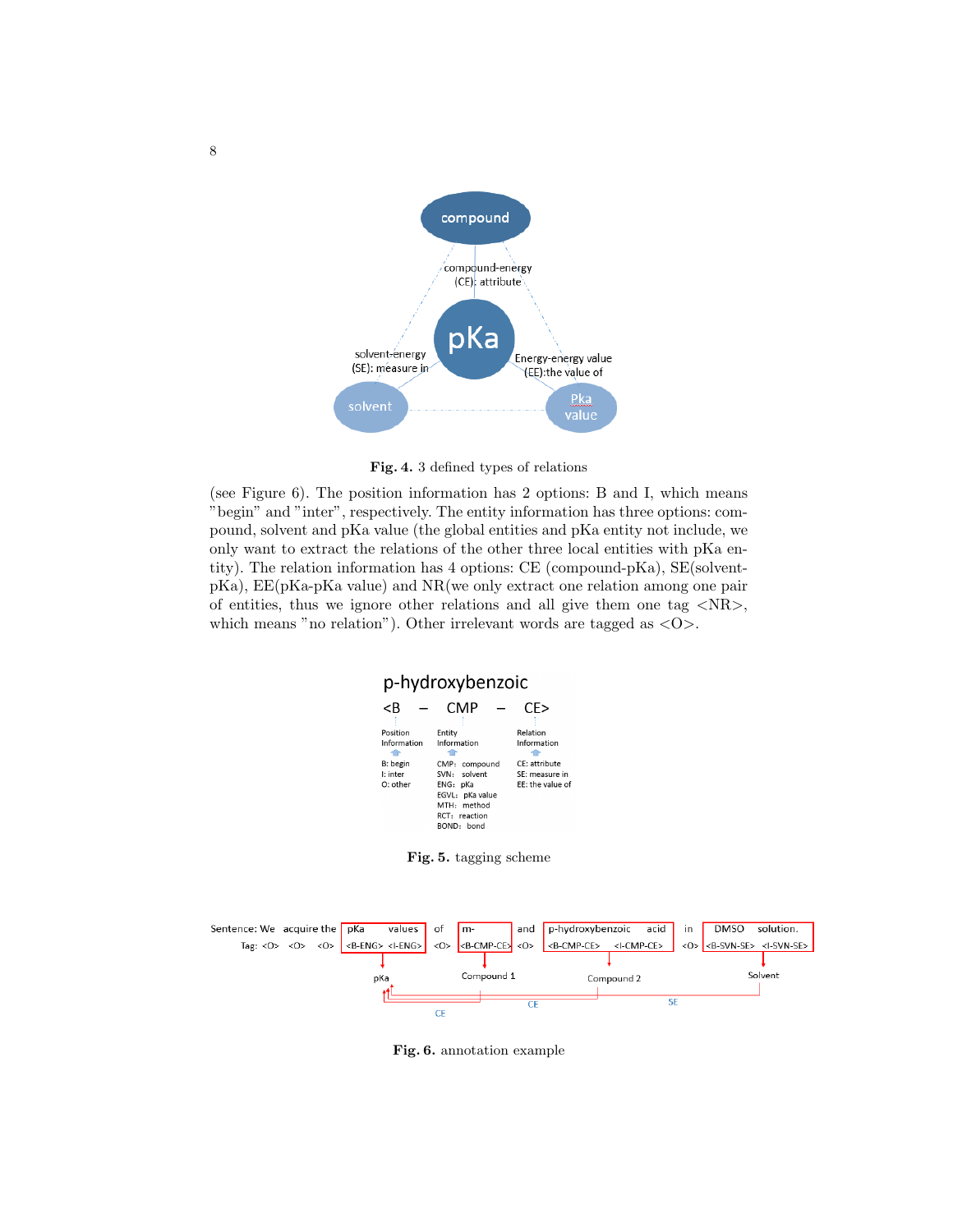**Fig. 4.** 3 defined types of relations

(see Figure 6). The position information has 2 options: B and I, which means "begin" and "inter", respectively. The entity information has three options: compound, solvent and pKa value (the global entities and pKa entity not include, we only want to extract the relations of the other three local entities with pKa entity). The relation information has 4 options: CE (compound-pKa), SE(solvent-pKa), EE(pKa-pKa value) and NR(we only extract one relation among one pair of entities, thus we ignore other relations and all give them one tag <NR>, which means "no relation"). Other irrelevant words are tagged as <O>.

**Fig. 5.** tagging scheme

**Fig. 6.** annotation example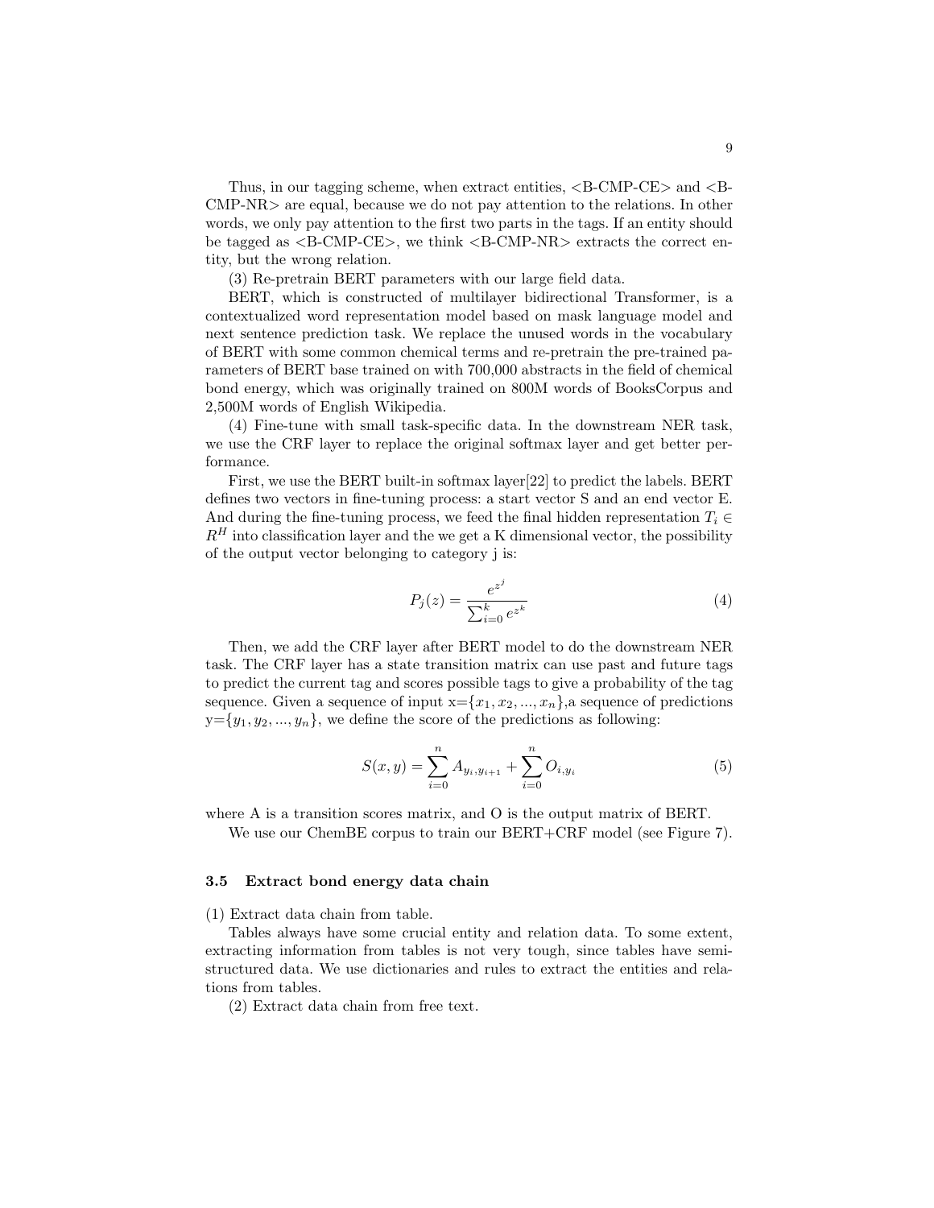Thus, in our tagging scheme, when extract entities, <B-CMP-CE> and <B-CMP-NR> are equal, because we do not pay attention to the relations. In other words, we only pay attention to the first two parts in the tags. If an entity should be tagged as <B-CMP-CE>, we think <B-CMP-NR> extracts the correct entity, but the wrong relation.

(3) Re-pretrain BERT parameters with our large field data.

BERT, which is constructed of multilayer bidirectional Transformer, is a contextualized word representation model based on mask language model and next sentence prediction task. We replace the unused words in the vocabulary of BERT with some common chemical terms and re-pretrain the pre-trained parameters of BERT base trained on with 700,000 abstracts in the field of chemical bond energy, which was originally trained on 800M words of BooksCorpus and 2,500M words of English Wikipedia.

(4) Fine-tune with small task-specific data. In the downstream NER task, we use the CRF layer to replace the original softmax layer and get better performance.

First, we use the BERT built-in softmax layer[22] to predict the labels. BERT defines two vectors in fine-tuning process: a start vector S and an end vector E. And during the fine-tuning process, we feed the final hidden representation $T_i \in R^H$ into classification layer and the we get a K dimensional vector, the possibility of the output vector belonging to category j is:

$$P_j(z) = \frac{e^{z^j}}{\sum_{i=0}^{k} e^{z^k}} \tag{4}$$

Then, we add the CRF layer after BERT model to do the downstream NER task. The CRF layer has a state transition matrix can use past and future tags to predict the current tag and scores possible tags to give a probability of the tag sequence. Given a sequence of input x=$\{x_1, x_2, ..., x_n\}$,a sequence of predictions y=$\{y_1, y_2, ..., y_n\}$, we define the score of the predictions as following:

$$S(x, y) = \sum_{i=0}^{n} A_{y_i, y_{i+1}} + \sum_{i=0}^{n} O_{i, y_i} \tag{5}$$

where A is a transition scores matrix, and O is the output matrix of BERT.

We use our ChemBE corpus to train our BERT+CRF model (see Figure 7).

### 3.5 Extract bond energy data chain

(1) Extract data chain from table.

Tables always have some crucial entity and relation data. To some extent, extracting information from tables is not very tough, since tables have semi-structured data. We use dictionaries and rules to extract the entities and relations from tables.

(2) Extract data chain from free text.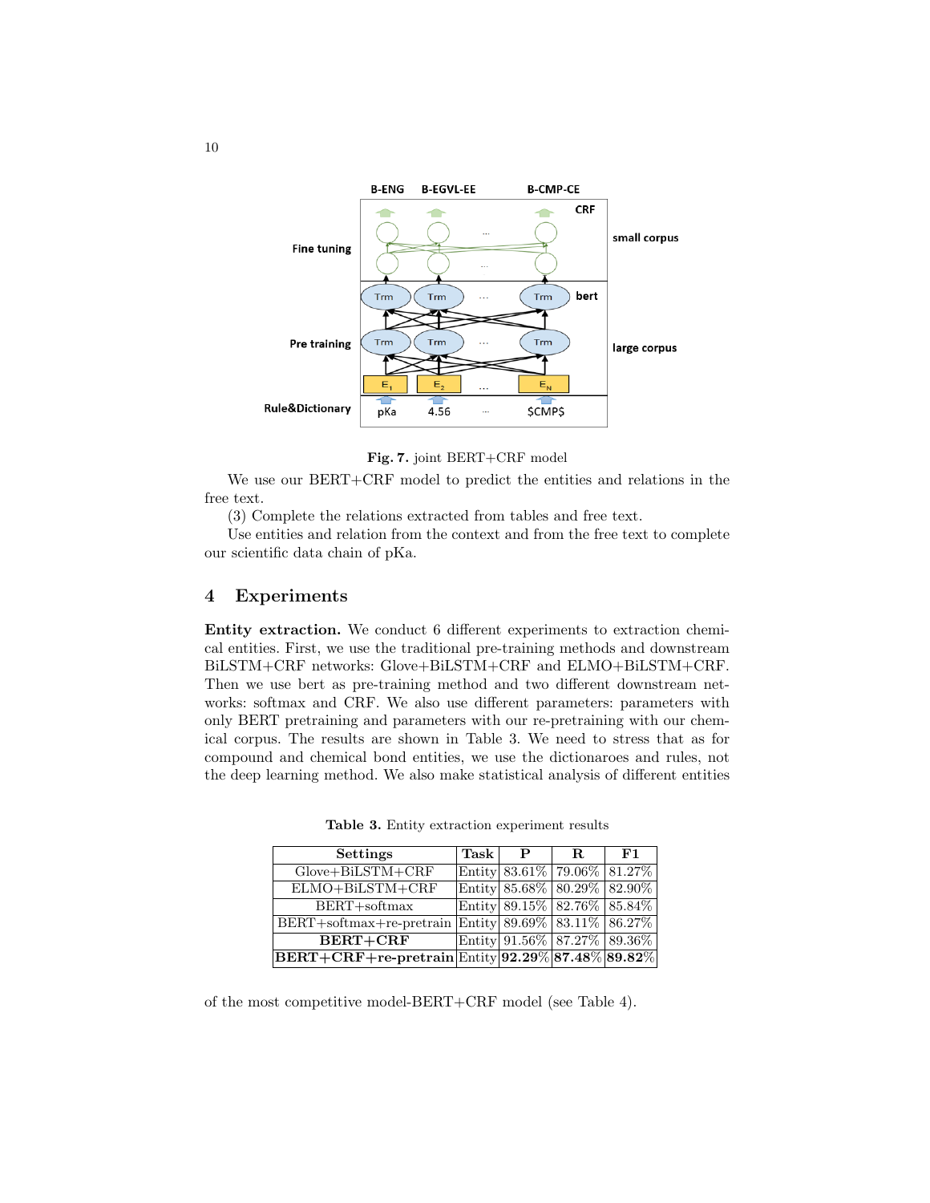Fig. 7. joint BERT+CRF model

We use our BERT+CRF model to predict the entities and relations in the free text.

(3) Complete the relations extracted from tables and free text.

Use entities and relation from the context and from the free text to complete our scientific data chain of pKa.

## 4 Experiments

**Entity extraction.** We conduct 6 different experiments to extraction chemical entities. First, we use the traditional pre-training methods and downstream BiLSTM+CRF networks: Glove+BiLSTM+CRF and ELMO+BiLSTM+CRF. Then we use bert as pre-training method and two different downstream networks: softmax and CRF. We also use different parameters: parameters with only BERT pretraining and parameters with our re-pretraining with our chemical corpus. The results are shown in Table 3. We need to stress that as for compound and chemical bond entities, we use the dictionaroes and rules, not the deep learning method. We also make statistical analysis of different entities of the most competitive model-BERT+CRF model (see Table 4).

**Table 3.** Entity extraction experiment results

| Settings | Task | P | R | F1 |
|---|---|---|---|---|
| Glove+BiLSTM+CRF | Entity | 83.61% | 79.06% | 81.27% |
| ELMO+BiLSTM+CRF | Entity | 85.68% | 80.29% | 82.90% |
| BERT+softmax | Entity | 89.15% | 82.76% | 85.84% |
| BERT+softmax+re-pretrain | Entity | 89.69% | 83.11% | 86.27% |
| **BERT+CRF** | Entity | 91.56% | 87.27% | 89.36% |
| **BERT+CRF+re-pretrain** | Entity | **92.29%** | **87.48%** | **89.82%** |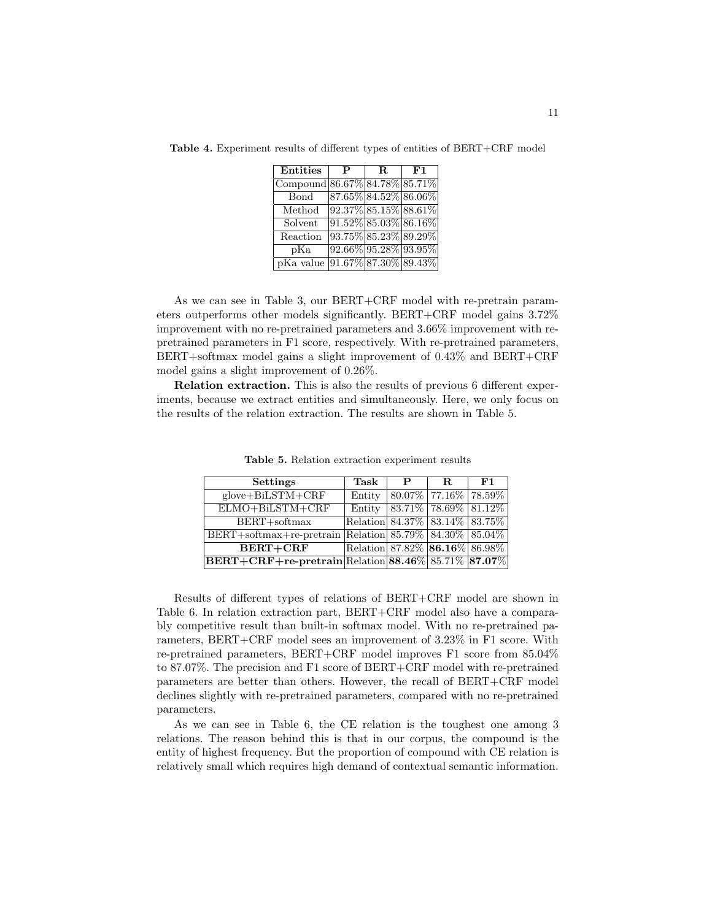**Table 4.** Experiment results of different types of entities of BERT+CRF model

| **Entities** | **P** | **R** | **F1** |
|---|---|---|---|
| Compound | 86.67% | 84.78% | 85.71% |
| Bond | 87.65% | 84.52% | 86.06% |
| Method | 92.37% | 85.15% | 88.61% |
| Solvent | 91.52% | 85.03% | 86.16% |
| Reaction | 93.75% | 85.23% | 89.29% |
| pKa | 92.66% | 95.28% | 93.95% |
| pKa value | 91.67% | 87.30% | 89.43% |

As we can see in Table 3, our BERT+CRF model with re-pretrain parameters outperforms other models significantly. BERT+CRF model gains 3.72% improvement with no re-pretrained parameters and 3.66% improvement with re-pretrained parameters in F1 score, respectively. With re-pretrained parameters, BERT+softmax model gains a slight improvement of 0.43% and BERT+CRF model gains a slight improvement of 0.26%.

**Relation extraction.** This is also the results of previous 6 different experiments, because we extract entities and simultaneously. Here, we only focus on the results of the relation extraction. The results are shown in Table 5.

**Table 5.** Relation extraction experiment results

| **Settings** | **Task** | **P** | **R** | **F1** |
|---|---|---|---|---|
| glove+BiLSTM+CRF | Entity | 80.07% | 77.16% | 78.59% |
| ELMO+BiLSTM+CRF | Entity | 83.71% | 78.69% | 81.12% |
| BERT+softmax | Relation | 84.37% | 83.14% | 83.75% |
| BERT+softmax+re-pretrain | Relation | 85.79% | 84.30% | 85.04% |
| **BERT+CRF** | Relation | 87.82% | **86.16%** | 86.98% |
| **BERT+CRF+re-pretrain** | Relation | **88.46%** | 85.71% | **87.07%** |

Results of different types of relations of BERT+CRF model are shown in Table 6. In relation extraction part, BERT+CRF model also have a comparably competitive result than built-in softmax model. With no re-pretrained parameters, BERT+CRF model sees an improvement of 3.23% in F1 score. With re-pretrained parameters, BERT+CRF model improves F1 score from 85.04% to 87.07%. The precision and F1 score of BERT+CRF model with re-pretrained parameters are better than others. However, the recall of BERT+CRF model declines slightly with re-pretrained parameters, compared with no re-pretrained parameters.

As we can see in Table 6, the CE relation is the toughest one among 3 relations. The reason behind this is that in our corpus, the compound is the entity of highest frequency. But the proportion of compound with CE relation is relatively small which requires high demand of contextual semantic information.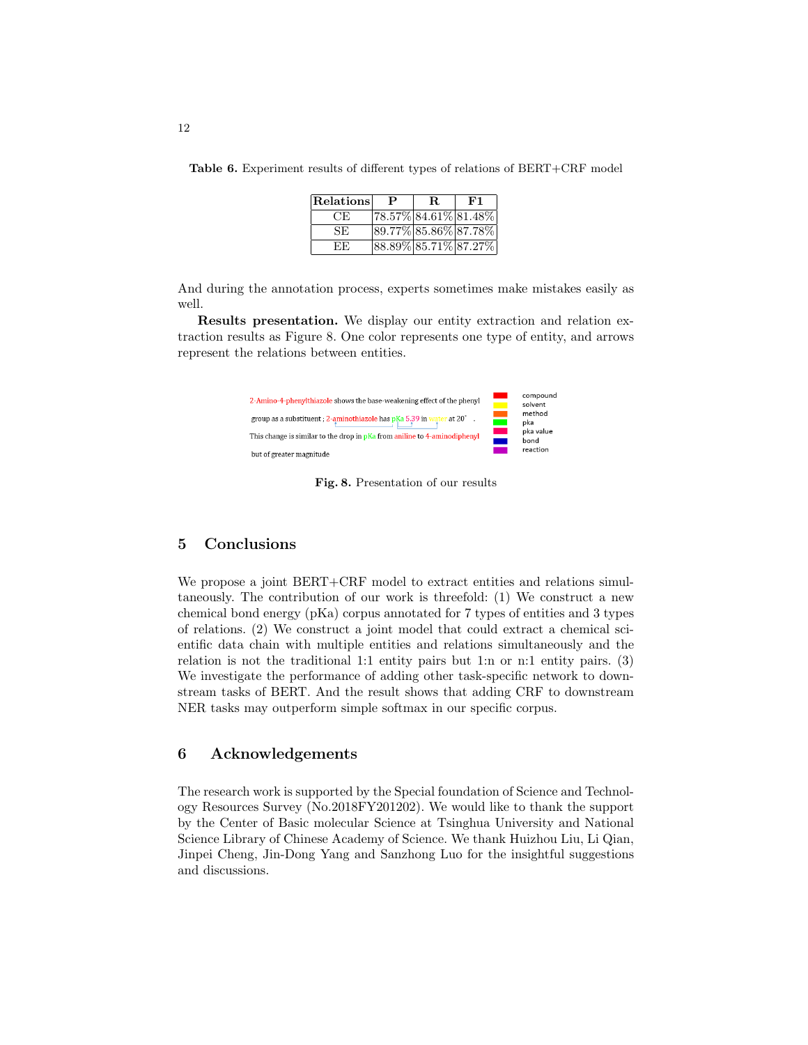**Table 6.** Experiment results of different types of relations of BERT+CRF model

| Relations | P | R | F1 |
|---|---|---|---|
| CE | 78.57% | 84.61% | 81.48% |
| SE | 89.77% | 85.86% | 87.78% |
| EE | 88.89% | 85.71% | 87.27% |

And during the annotation process, experts sometimes make mistakes easily as well.

**Results presentation.** We display our entity extraction and relation extraction results as Figure 8. One color represents one type of entity, and arrows represent the relations between entities.

**Fig. 8.** Presentation of our results

## 5 Conclusions

We propose a joint BERT+CRF model to extract entities and relations simultaneously. The contribution of our work is threefold: (1) We construct a new chemical bond energy (pKa) corpus annotated for 7 types of entities and 3 types of relations. (2) We construct a joint model that could extract a chemical scientific data chain with multiple entities and relations simultaneously and the relation is not the traditional 1:1 entity pairs but 1:n or n:1 entity pairs. (3) We investigate the performance of adding other task-specific network to downstream tasks of BERT. And the result shows that adding CRF to downstream NER tasks may outperform simple softmax in our specific corpus.

## 6 Acknowledgements

The research work is supported by the Special foundation of Science and Technology Resources Survey (No.2018FY201202). We would like to thank the support by the Center of Basic molecular Science at Tsinghua University and National Science Library of Chinese Academy of Science. We thank Huizhou Liu, Li Qian, Jinpei Cheng, Jin-Dong Yang and Sanzhong Luo for the insightful suggestions and discussions.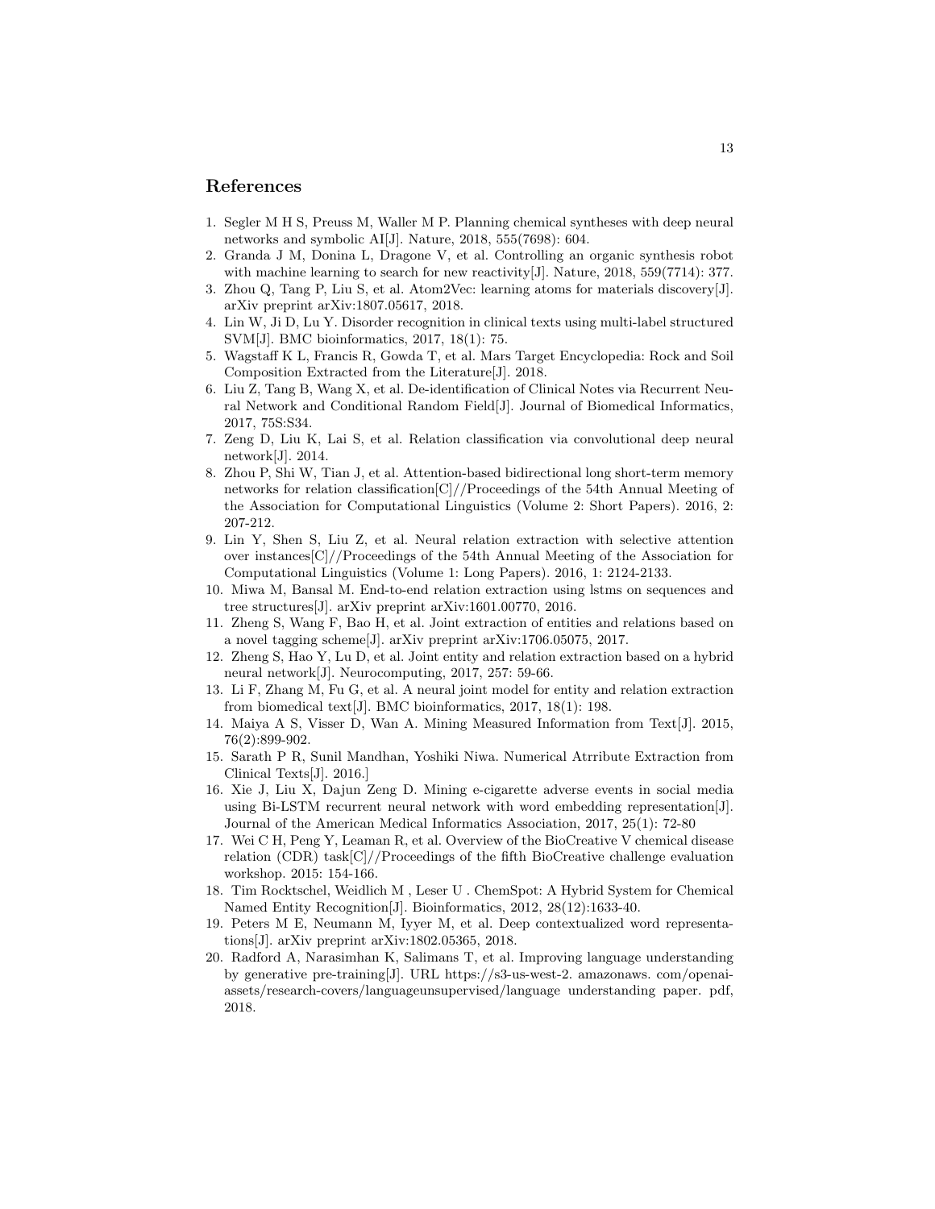## References

1. Segler M H S, Preuss M, Waller M P. Planning chemical syntheses with deep neural networks and symbolic AI[J]. Nature, 2018, 555(7698): 604.
2. Granda J M, Donina L, Dragone V, et al. Controlling an organic synthesis robot with machine learning to search for new reactivity[J]. Nature, 2018, 559(7714): 377.
3. Zhou Q, Tang P, Liu S, et al. Atom2Vec: learning atoms for materials discovery[J]. arXiv preprint arXiv:1807.05617, 2018.
4. Lin W, Ji D, Lu Y. Disorder recognition in clinical texts using multi-label structured SVM[J]. BMC bioinformatics, 2017, 18(1): 75.
5. Wagstaff K L, Francis R, Gowda T, et al. Mars Target Encyclopedia: Rock and Soil Composition Extracted from the Literature[J]. 2018.
6. Liu Z, Tang B, Wang X, et al. De-identification of Clinical Notes via Recurrent Neural Network and Conditional Random Field[J]. Journal of Biomedical Informatics, 2017, 75S:S34.
7. Zeng D, Liu K, Lai S, et al. Relation classification via convolutional deep neural network[J]. 2014.
8. Zhou P, Shi W, Tian J, et al. Attention-based bidirectional long short-term memory networks for relation classification[C]//Proceedings of the 54th Annual Meeting of the Association for Computational Linguistics (Volume 2: Short Papers). 2016, 2: 207-212.
9. Lin Y, Shen S, Liu Z, et al. Neural relation extraction with selective attention over instances[C]//Proceedings of the 54th Annual Meeting of the Association for Computational Linguistics (Volume 1: Long Papers). 2016, 1: 2124-2133.
10. Miwa M, Bansal M. End-to-end relation extraction using lstms on sequences and tree structures[J]. arXiv preprint arXiv:1601.00770, 2016.
11. Zheng S, Wang F, Bao H, et al. Joint extraction of entities and relations based on a novel tagging scheme[J]. arXiv preprint arXiv:1706.05075, 2017.
12. Zheng S, Hao Y, Lu D, et al. Joint entity and relation extraction based on a hybrid neural network[J]. Neurocomputing, 2017, 257: 59-66.
13. Li F, Zhang M, Fu G, et al. A neural joint model for entity and relation extraction from biomedical text[J]. BMC bioinformatics, 2017, 18(1): 198.
14. Maiya A S, Visser D, Wan A. Mining Measured Information from Text[J]. 2015, 76(2):899-902.
15. Sarath P R, Sunil Mandhan, Yoshiki Niwa. Numerical Atrribute Extraction from Clinical Texts[J]. 2016.]
16. Xie J, Liu X, Dajun Zeng D. Mining e-cigarette adverse events in social media using Bi-LSTM recurrent neural network with word embedding representation[J]. Journal of the American Medical Informatics Association, 2017, 25(1): 72-80
17. Wei C H, Peng Y, Leaman R, et al. Overview of the BioCreative V chemical disease relation (CDR) task[C]//Proceedings of the fifth BioCreative challenge evaluation workshop. 2015: 154-166.
18. Tim Rocktschel, Weidlich M , Leser U . ChemSpot: A Hybrid System for Chemical Named Entity Recognition[J]. Bioinformatics, 2012, 28(12):1633-40.
19. Peters M E, Neumann M, Iyyer M, et al. Deep contextualized word representations[J]. arXiv preprint arXiv:1802.05365, 2018.
20. Radford A, Narasimhan K, Salimans T, et al. Improving language understanding by generative pre-training[J]. URL https://s3-us-west-2. amazonaws. com/openai-assets/research-covers/languageunsupervised/language understanding paper. pdf, 2018.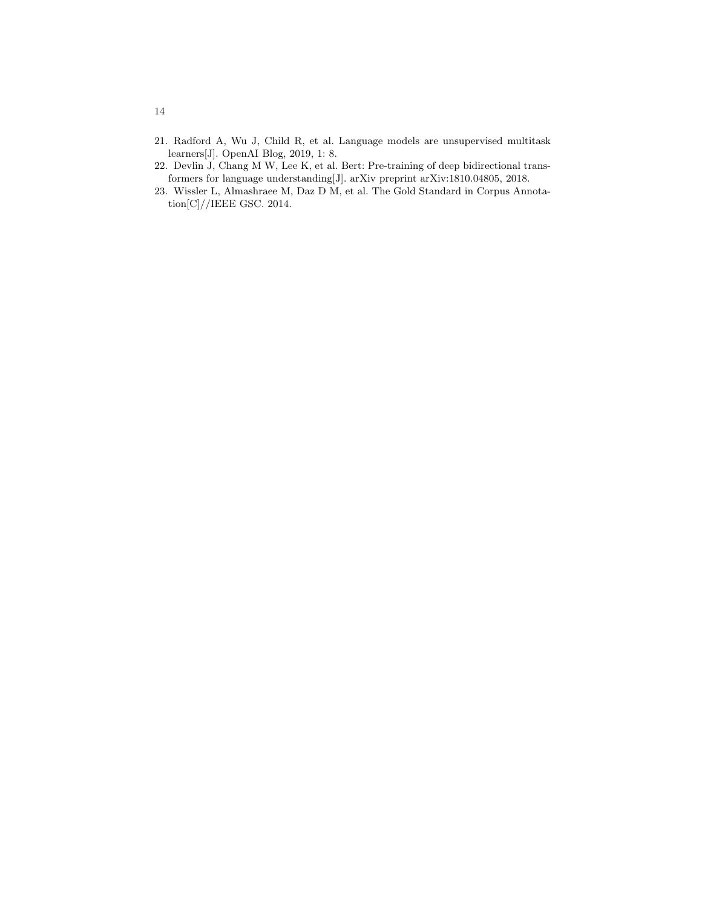21. Radford A, Wu J, Child R, et al. Language models are unsupervised multitask learners[J]. OpenAI Blog, 2019, 1: 8.
22. Devlin J, Chang M W, Lee K, et al. Bert: Pre-training of deep bidirectional transformers for language understanding[J]. arXiv preprint arXiv:1810.04805, 2018.
23. Wissler L, Almashraee M, Daz D M, et al. The Gold Standard in Corpus Annotation[C]//IEEE GSC. 2014.